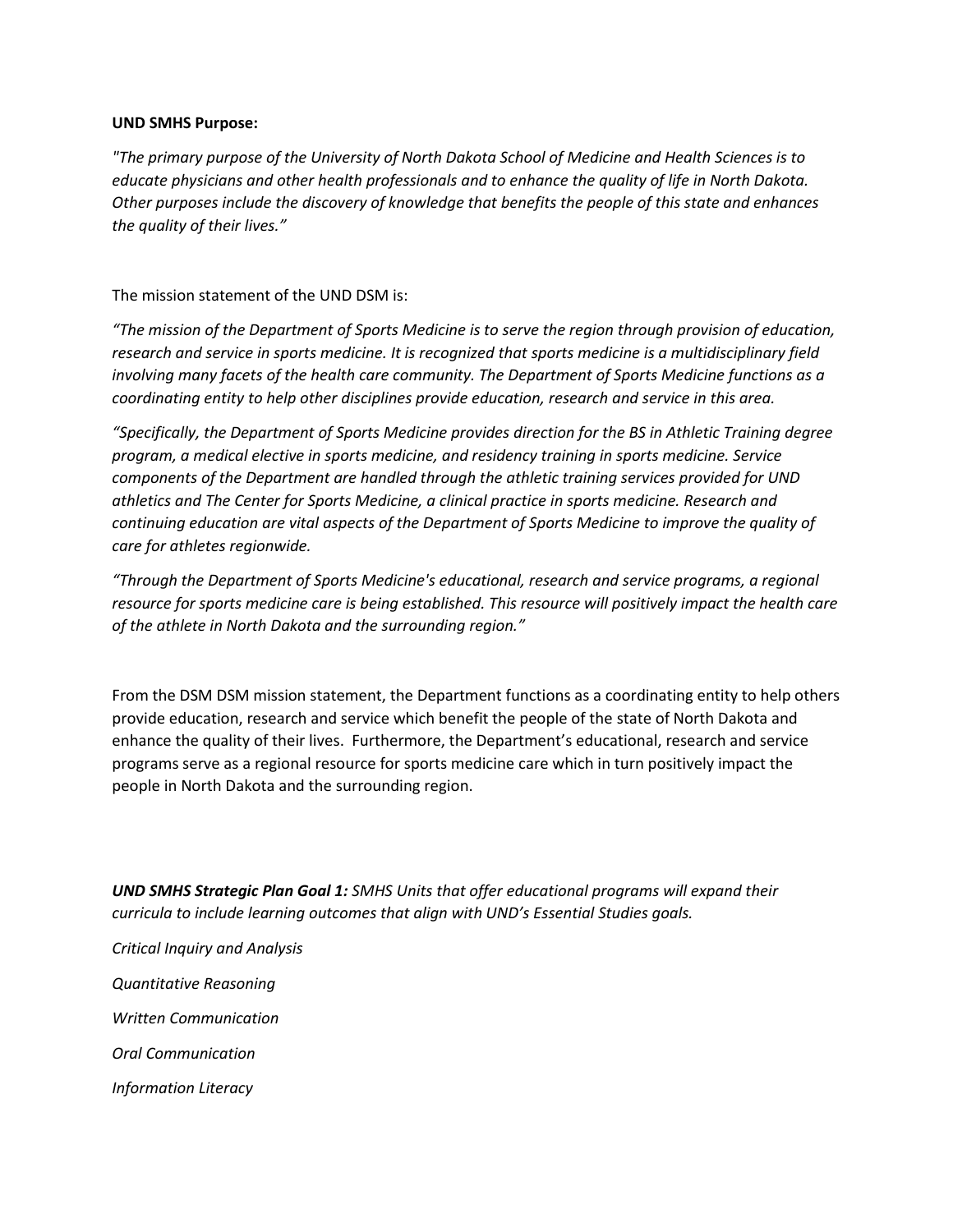**UND SMHS Purpose:**

*"The primary purpose of the University of North Dakota School of Medicine and Health Sciences is to educate physicians and other health professionals and to enhance the quality of life in North Dakota. Other purposes include the discovery of knowledge that benefits the people of this state and enhances the quality of their lives."*

The mission statement of the UND DSM is:

*"The mission of the Department of Sports Medicine is to serve the region through provision of education, research and service in sports medicine. It is recognized that sports medicine is a multidisciplinary field involving many facets of the health care community. The Department of Sports Medicine functions as a coordinating entity to help other disciplines provide education, research and service in this area.*

*"Specifically, the Department of Sports Medicine provides direction for the BS in Athletic Training degree program, a medical elective in sports medicine, and residency training in sports medicine. Service components of the Department are handled through the athletic training services provided for UND athletics and The Center for Sports Medicine, a clinical practice in sports medicine. Research and continuing education are vital aspects of the Department of Sports Medicine to improve the quality of care for athletes regionwide.*

*"Through the Department of Sports Medicine's educational, research and service programs, a regional resource for sports medicine care is being established. This resource will positively impact the health care of the athlete in North Dakota and the surrounding region."*

From the DSM DSM mission statement, the Department functions as a coordinating entity to help others provide education, research and service which benefit the people of the state of North Dakota and enhance the quality of their lives. Furthermore, the Department's educational, research and service programs serve as a regional resource for sports medicine care which in turn positively impact the people in North Dakota and the surrounding region.

***UND SMHS Strategic Plan Goal 1:*** *SMHS Units that offer educational programs will expand their curricula to include learning outcomes that align with UND's Essential Studies goals.*

*Critical Inquiry and Analysis*

*Quantitative Reasoning*

*Written Communication*

*Oral Communication*

*Information Literacy*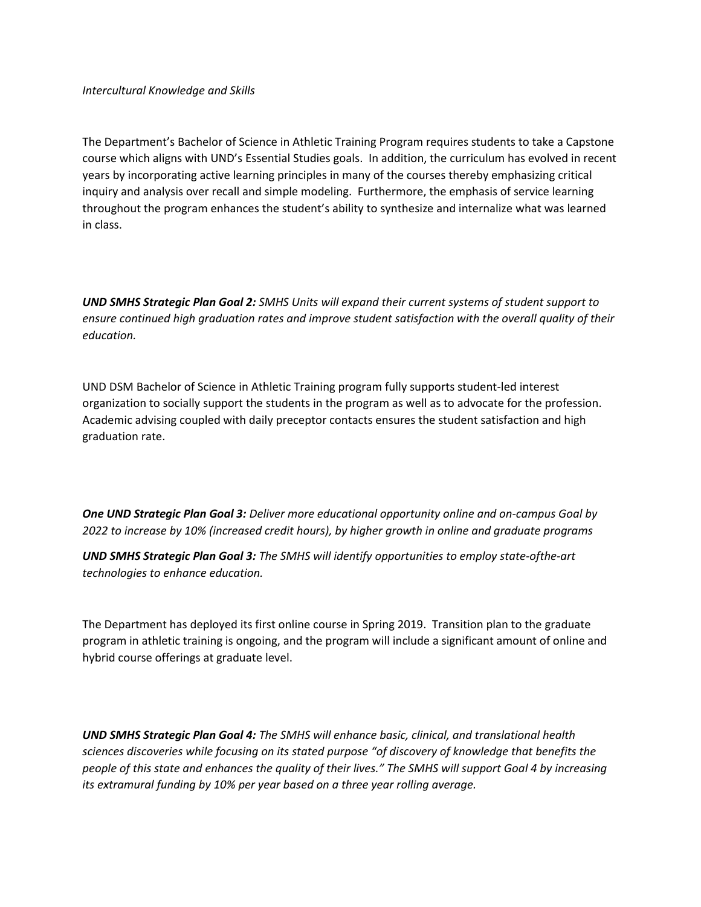*Intercultural Knowledge and Skills*

The Department's Bachelor of Science in Athletic Training Program requires students to take a Capstone course which aligns with UND's Essential Studies goals. In addition, the curriculum has evolved in recent years by incorporating active learning principles in many of the courses thereby emphasizing critical inquiry and analysis over recall and simple modeling. Furthermore, the emphasis of service learning throughout the program enhances the student's ability to synthesize and internalize what was learned in class.

***UND SMHS Strategic Plan Goal 2:*** *SMHS Units will expand their current systems of student support to ensure continued high graduation rates and improve student satisfaction with the overall quality of their education.*

UND DSM Bachelor of Science in Athletic Training program fully supports student-led interest organization to socially support the students in the program as well as to advocate for the profession. Academic advising coupled with daily preceptor contacts ensures the student satisfaction and high graduation rate.

***One UND Strategic Plan Goal 3:*** *Deliver more educational opportunity online and on-campus Goal by 2022 to increase by 10% (increased credit hours), by higher growth in online and graduate programs*

***UND SMHS Strategic Plan Goal 3:*** *The SMHS will identify opportunities to employ state-ofthe-art technologies to enhance education.*

The Department has deployed its first online course in Spring 2019. Transition plan to the graduate program in athletic training is ongoing, and the program will include a significant amount of online and hybrid course offerings at graduate level.

***UND SMHS Strategic Plan Goal 4:*** *The SMHS will enhance basic, clinical, and translational health sciences discoveries while focusing on its stated purpose "of discovery of knowledge that benefits the people of this state and enhances the quality of their lives." The SMHS will support Goal 4 by increasing its extramural funding by 10% per year based on a three year rolling average.*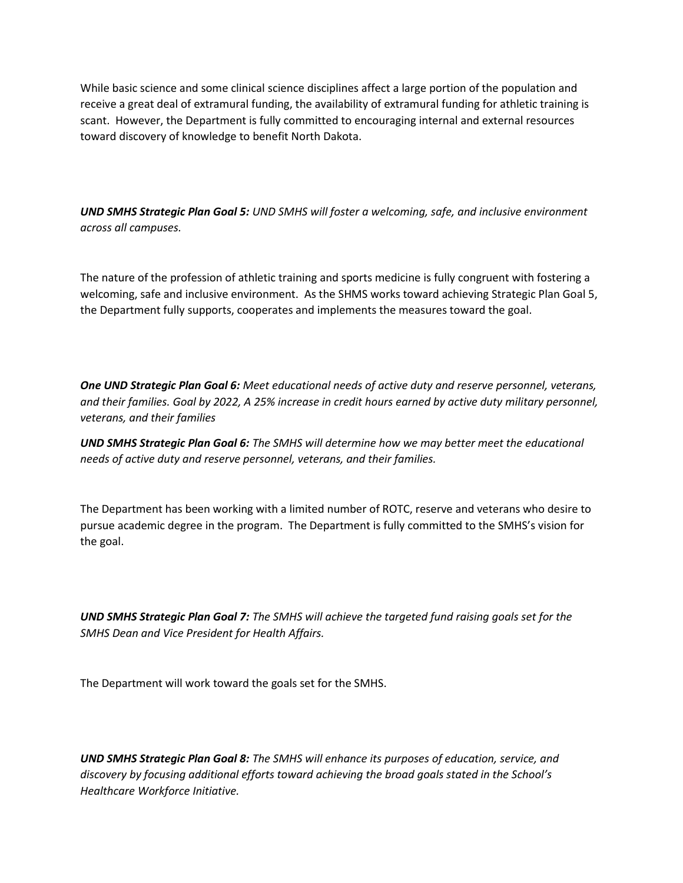While basic science and some clinical science disciplines affect a large portion of the population and receive a great deal of extramural funding, the availability of extramural funding for athletic training is scant. However, the Department is fully committed to encouraging internal and external resources toward discovery of knowledge to benefit North Dakota.

***UND SMHS Strategic Plan Goal 5:*** *UND SMHS will foster a welcoming, safe, and inclusive environment across all campuses.*

The nature of the profession of athletic training and sports medicine is fully congruent with fostering a welcoming, safe and inclusive environment. As the SHMS works toward achieving Strategic Plan Goal 5, the Department fully supports, cooperates and implements the measures toward the goal.

***One UND Strategic Plan Goal 6:*** *Meet educational needs of active duty and reserve personnel, veterans, and their families. Goal by 2022, A 25% increase in credit hours earned by active duty military personnel, veterans, and their families*

***UND SMHS Strategic Plan Goal 6:*** *The SMHS will determine how we may better meet the educational needs of active duty and reserve personnel, veterans, and their families.*

The Department has been working with a limited number of ROTC, reserve and veterans who desire to pursue academic degree in the program. The Department is fully committed to the SMHS's vision for the goal.

***UND SMHS Strategic Plan Goal 7:*** *The SMHS will achieve the targeted fund raising goals set for the SMHS Dean and Vice President for Health Affairs.*

The Department will work toward the goals set for the SMHS.

***UND SMHS Strategic Plan Goal 8:*** *The SMHS will enhance its purposes of education, service, and discovery by focusing additional efforts toward achieving the broad goals stated in the School's Healthcare Workforce Initiative.*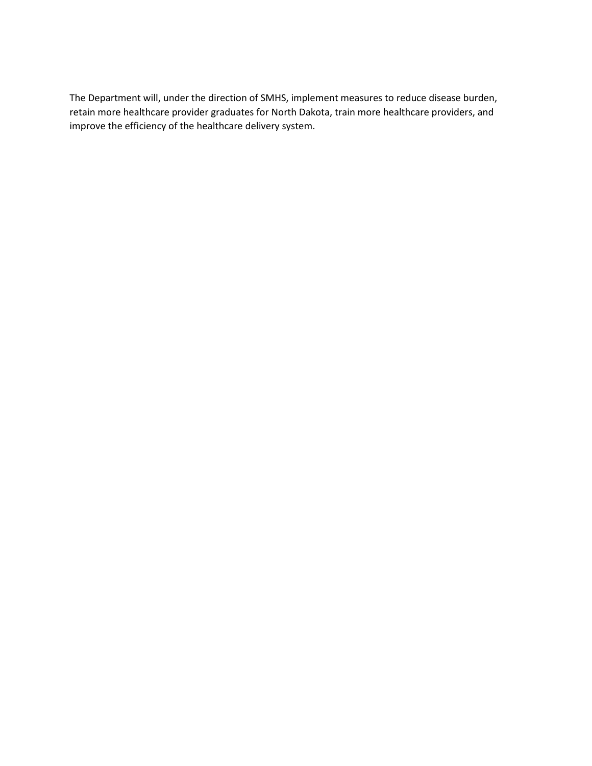The Department will, under the direction of SMHS, implement measures to reduce disease burden, retain more healthcare provider graduates for North Dakota, train more healthcare providers, and improve the efficiency of the healthcare delivery system.